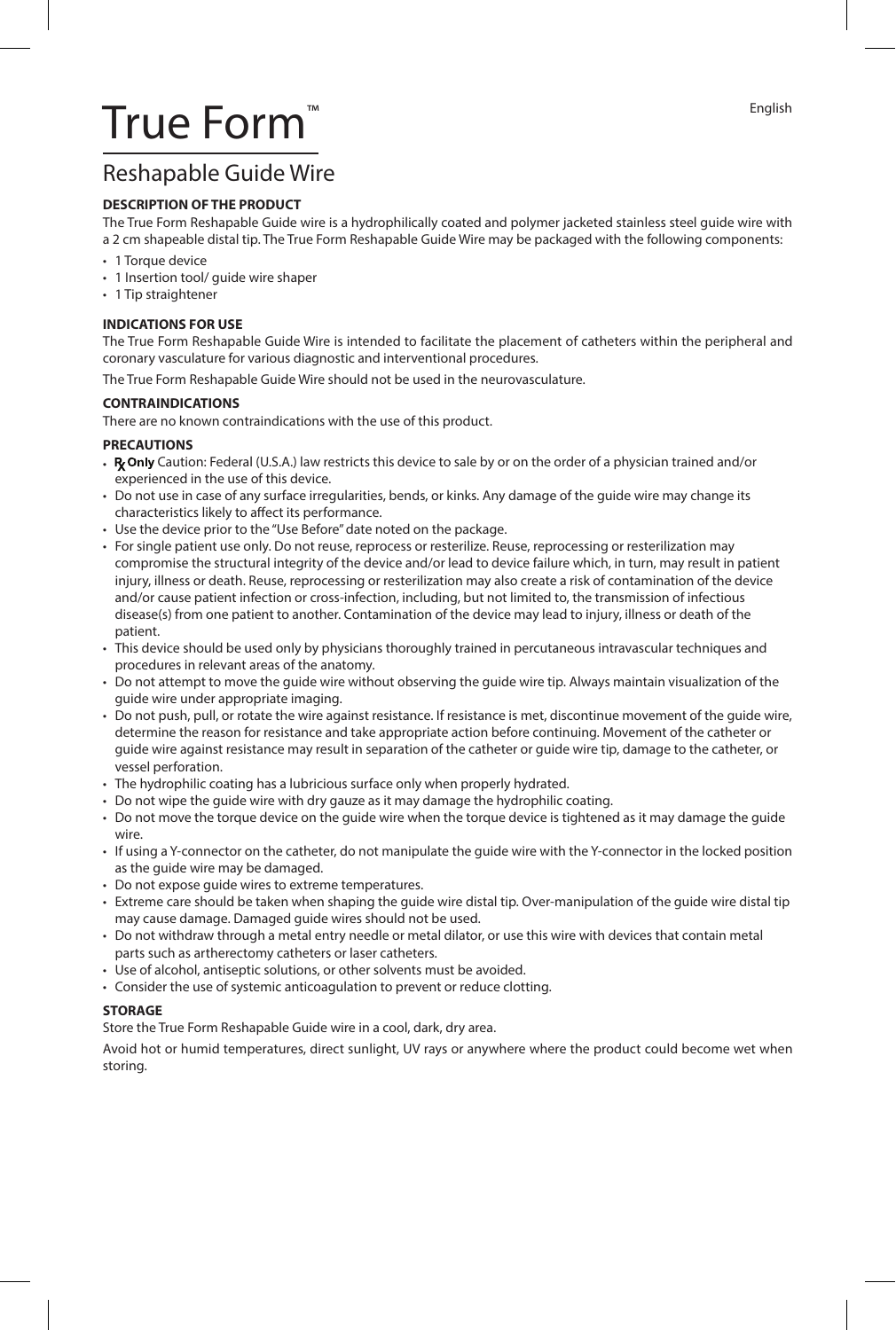English

# True Form™

## Reshapable Guide Wire

### DESCRIPTION OF THE PRODUCT

The True Form Reshapable Guide wire is a hydrophilically coated and polymer jacketed stainless steel guide wire with a 2 cm shapeable distal tip. The True Form Reshapable Guide Wire may be packaged with the following components:

- 1 Torque device
- 1 Insertion tool/ guide wire shaper
- 1 Tip straightener

### INDICATIONS FOR USE

The True Form Reshapable Guide Wire is intended to facilitate the placement of catheters within the peripheral and coronary vasculature for various diagnostic and interventional procedures.

The True Form Reshapable Guide Wire should not be used in the neurovasculature.

### CONTRAINDICATIONS

There are no known contraindications with the use of this product.

### PRECAUTIONS

- **Rx Only** Caution: Federal (U.S.A.) law restricts this device to sale by or on the order of a physician trained and/or experienced in the use of this device.
- Do not use in case of any surface irregularities, bends, or kinks. Any damage of the guide wire may change its characteristics likely to affect its performance.
- Use the device prior to the "Use Before" date noted on the package.
- For single patient use only. Do not reuse, reprocess or resterilize. Reuse, reprocessing or resterilization may compromise the structural integrity of the device and/or lead to device failure which, in turn, may result in patient injury, illness or death. Reuse, reprocessing or resterilization may also create a risk of contamination of the device and/or cause patient infection or cross-infection, including, but not limited to, the transmission of infectious disease(s) from one patient to another. Contamination of the device may lead to injury, illness or death of the patient.
- This device should be used only by physicians thoroughly trained in percutaneous intravascular techniques and procedures in relevant areas of the anatomy.
- Do not attempt to move the guide wire without observing the guide wire tip. Always maintain visualization of the guide wire under appropriate imaging.
- Do not push, pull, or rotate the wire against resistance. If resistance is met, discontinue movement of the guide wire, determine the reason for resistance and take appropriate action before continuing. Movement of the catheter or guide wire against resistance may result in separation of the catheter or guide wire tip, damage to the catheter, or vessel perforation.
- The hydrophilic coating has a lubricious surface only when properly hydrated.
- Do not wipe the guide wire with dry gauze as it may damage the hydrophilic coating.
- Do not move the torque device on the guide wire when the torque device is tightened as it may damage the guide wire.
- If using a Y-connector on the catheter, do not manipulate the guide wire with the Y-connector in the locked position as the guide wire may be damaged.
- Do not expose guide wires to extreme temperatures.
- Extreme care should be taken when shaping the guide wire distal tip. Over-manipulation of the guide wire distal tip may cause damage. Damaged guide wires should not be used.
- Do not withdraw through a metal entry needle or metal dilator, or use this wire with devices that contain metal parts such as artherectomy catheters or laser catheters.
- Use of alcohol, antiseptic solutions, or other solvents must be avoided.
- Consider the use of systemic anticoagulation to prevent or reduce clotting.

### STORAGE

Store the True Form Reshapable Guide wire in a cool, dark, dry area.

Avoid hot or humid temperatures, direct sunlight, UV rays or anywhere where the product could become wet when storing.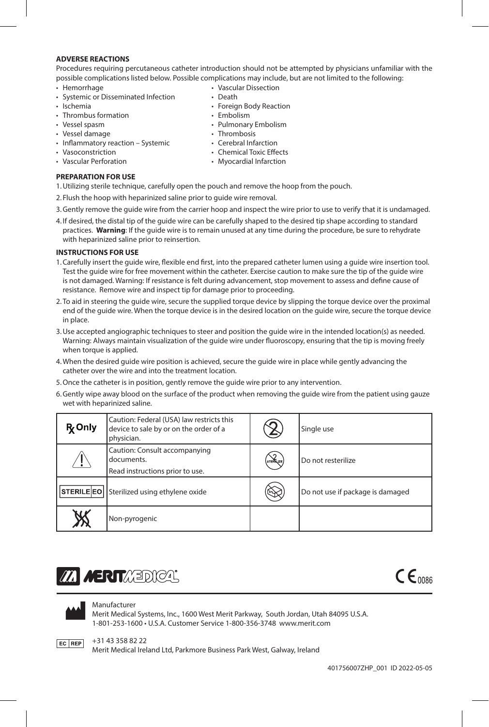## ADVERSE REACTIONS

Procedures requiring percutaneous catheter introduction should not be attempted by physicians unfamiliar with the possible complications listed below. Possible complications may include, but are not limited to the following:

- Hemorrhage
- Systemic or Disseminated Infection
- Ischemia
- Thrombus formation
- Vessel spasm
- Vessel damage
- Inflammatory reaction – Systemic
- Vasoconstriction
- Vascular Perforation
- Vascular Dissection
- Death
- Foreign Body Reaction
- Embolism
- Pulmonary Embolism
- Thrombosis
- Cerebral Infarction
- Chemical Toxic Effects
- Myocardial Infarction

## PREPARATION FOR USE

1. Utilizing sterile technique, carefully open the pouch and remove the hoop from the pouch.
2. Flush the hoop with heparinized saline prior to guide wire removal.
3. Gently remove the guide wire from the carrier hoop and inspect the wire prior to use to verify that it is undamaged.
4. If desired, the distal tip of the guide wire can be carefully shaped to the desired tip shape according to standard practices. **Warning**: If the guide wire is to remain unused at any time during the procedure, be sure to rehydrate with heparinized saline prior to reinsertion.

## INSTRUCTIONS FOR USE

1. Carefully insert the guide wire, flexible end first, into the prepared catheter lumen using a guide wire insertion tool. Test the guide wire for free movement within the catheter. Exercise caution to make sure the tip of the guide wire is not damaged. Warning: If resistance is felt during advancement, stop movement to assess and define cause of resistance. Remove wire and inspect tip for damage prior to proceeding.
2. To aid in steering the guide wire, secure the supplied torque device by slipping the torque device over the proximal end of the guide wire. When the torque device is in the desired location on the guide wire, secure the torque device in place.
3. Use accepted angiographic techniques to steer and position the guide wire in the intended location(s) as needed. Warning: Always maintain visualization of the guide wire under fluoroscopy, ensuring that the tip is moving freely when torque is applied.
4. When the desired guide wire position is achieved, secure the guide wire in place while gently advancing the catheter over the wire and into the treatment location.
5. Once the catheter is in position, gently remove the guide wire prior to any intervention.
6. Gently wipe away blood on the surface of the product when removing the guide wire from the patient using gauze wet with heparinized saline.

| Symbol | Description | Symbol | Description |
|---|---|---|---|
| Rx Only | Caution: Federal (USA) law restricts this device to sale by or on the order of a physician. | | Single use |
| | Caution: Consult accompanying documents. Read instructions prior to use. | | Do not resterilize |
| STERILE EO | Sterilized using ethylene oxide | | Do not use if package is damaged |
| | Non-pyrogenic | | |

MERIT MEDICAL

CE 0086

Manufacturer
Merit Medical Systems, Inc., 1600 West Merit Parkway, South Jordan, Utah 84095 U.S.A.
1-801-253-1600 • U.S.A. Customer Service 1-800-356-3748 www.merit.com

EC REP +31 43 358 82 22
Merit Medical Ireland Ltd, Parkmore Business Park West, Galway, Ireland

401756007ZHP_001 ID 2022-05-05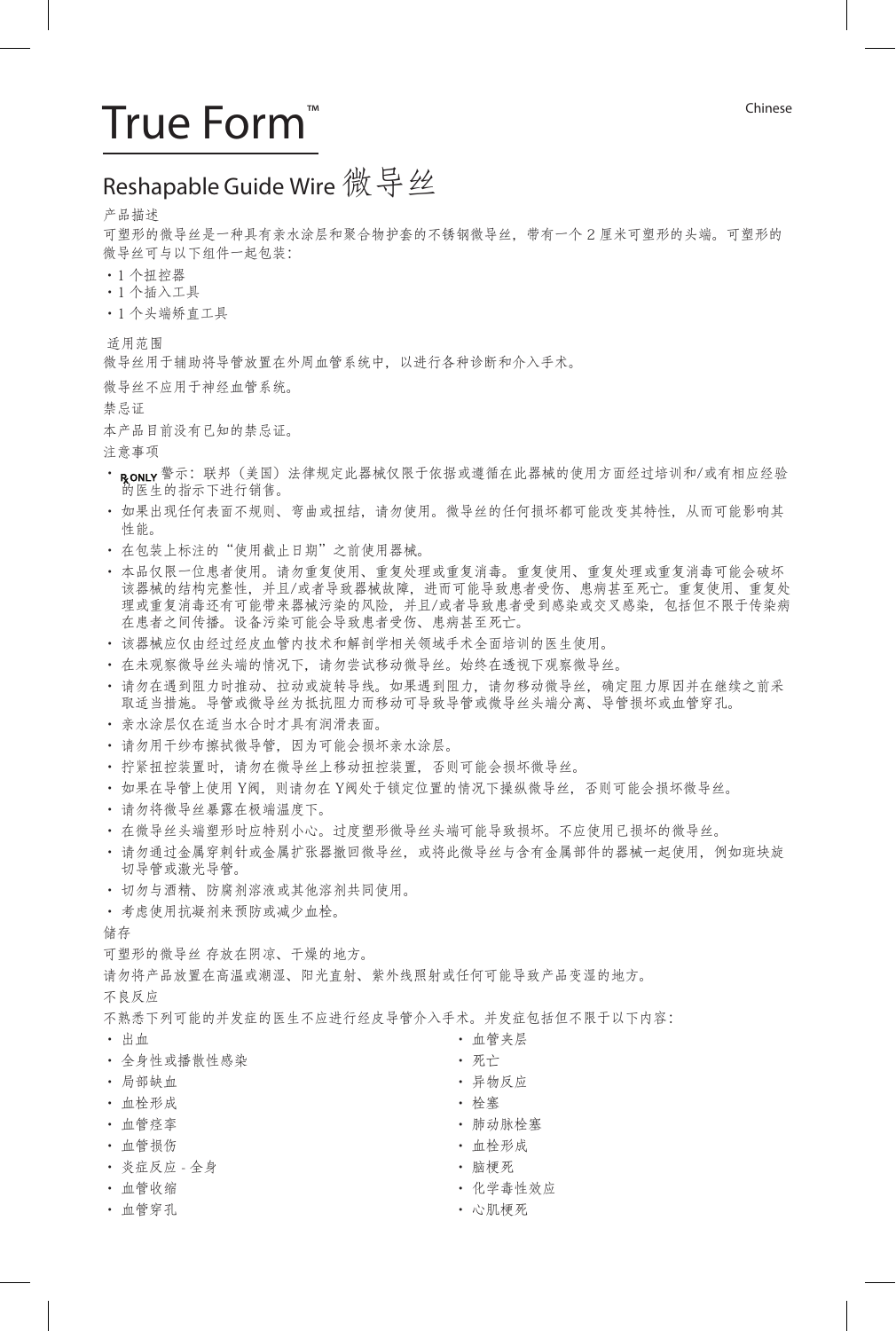Chinese

# True Form™

## Reshapable Guide Wire 微导丝

产品描述

可塑形的微导丝是一种具有亲水涂层和聚合物护套的不锈钢微导丝，带有一个 2 厘米可塑形的头端。可塑形的微导丝可与以下组件一起包装：

- 1 个扭控器
- 1 个插入工具
- 1 个头端矫直工具

适用范围

微导丝用于辅助将导管放置在外周血管系统中，以进行各种诊断和介入手术。

微导丝不应用于神经血管系统。

禁忌证

本产品目前没有已知的禁忌证。

注意事项

- ℞ONLY 警示：联邦（美国）法律规定此器械仅限于依据或遵循在此器械的使用方面经过培训和/或有相应经验的医生的指示下进行销售。
- 如果出现任何表面不规则、弯曲或扭结，请勿使用。微导丝的任何损坏都可能改变其特性，从而可能影响其性能。
- 在包装上标注的"使用截止日期"之前使用器械。
- 本品仅限一位患者使用。请勿重复使用、重复处理或重复消毒。重复使用、重复处理或重复消毒可能会破坏该器械的结构完整性，并且/或者导致器械故障，进而可能导致患者受伤、患病甚至死亡。重复使用、重复处理或重复消毒还有可能带来器械污染的风险，并且/或者导致患者受到感染或交叉感染，包括但不限于传染病在患者之间传播。设备污染可能会导致患者受伤、患病甚至死亡。
- 该器械应仅由经过经皮血管内技术和解剖学相关领域手术全面培训的医生使用。
- 在未观察微导丝头端的情况下，请勿尝试移动微导丝。始终在透视下观察微导丝。
- 请勿在遇到阻力时推动、拉动或旋转导线。如果遇到阻力，请勿移动微导丝，确定阻力原因并在继续之前采取适当措施。导管或微导丝为抵抗阻力而移动可导致导管或微导丝头端分离、导管损坏或血管穿孔。
- 亲水涂层仅在适当水合时才具有润滑表面。
- 请勿用干纱布擦拭微导管，因为可能会损坏亲水涂层。
- 拧紧扭控装置时，请勿在微导丝上移动扭控装置，否则可能会损坏微导丝。
- 如果在导管上使用 Y阀，则请勿在 Y阀处于锁定位置的情况下操纵微导丝，否则可能会损坏微导丝。
- 请勿将微导丝暴露在极端温度下。
- 在微导丝头端塑形时应特别小心。过度塑形微导丝头端可能导致损坏。不应使用已损坏的微导丝。
- 请勿通过金属穿刺针或金属扩张器撤回微导丝，或将此微导丝与含有金属部件的器械一起使用，例如斑块旋切导管或激光导管。
- 切勿与酒精、防腐剂溶液或其他溶剂共同使用。
- 考虑使用抗凝剂来预防或减少血栓。

储存

可塑形的微导丝 存放在阴凉、干燥的地方。

请勿将产品放置在高温或潮湿、阳光直射、紫外线照射或任何可能导致产品变湿的地方。

不良反应

不熟悉下列可能的并发症的医生不应进行经皮导管介入手术。并发症包括但不限于以下内容：

- 出血
- 全身性或播散性感染
- 局部缺血
- 血栓形成
- 血管痉挛
- 血管损伤
- 炎症反应 - 全身
- 血管收缩
- 血管穿孔
- 血管夹层
- 死亡
- 异物反应
- 栓塞
- 肺动脉栓塞
- 血栓形成
- 脑梗死
- 化学毒性效应
- 心肌梗死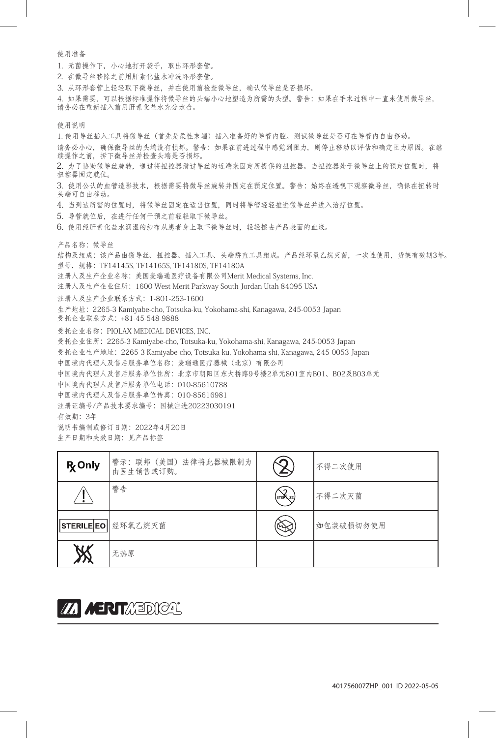使用准备

1. 无菌操作下，小心地打开袋子，取出环形套管。
2. 在微导丝移除之前用肝素化盐水冲洗环形套管。
3. 从环形套管上轻轻取下微导丝，并在使用前检查微导丝，确认微导丝是否损坏。
4. 如果需要，可以根据标准操作将微导丝的头端小心地塑造为所需的头型。警告：如果在手术过程中一直未使用微导丝，请务必在重新插入前用肝素化盐水充分水合。

使用说明

1. 使用导丝插入工具将微导丝（首先是柔性末端）插入准备好的导管内腔。测试微导丝是否可在导管内自由移动。

请务必小心，确保微导丝的头端没有损坏。警告：如果在前进过程中感觉到阻力，则停止移动以评估和确定阻力原因。在继续操作之前，拆下微导丝并检查头端是否损坏。

2. 为了协助微导丝旋转，通过将扭控器滑过导丝的近端来固定所提供的扭控器。当扭控器处于微导丝上的预定位置时，将扭控器固定就位。
3. 使用公认的血管造影技术，根据需要将微导丝旋转并固定在预定位置。警告：始终在透视下观察微导丝，确保在扭转时头端可自由移动。
4. 当到达所需的位置时，将微导丝固定在适当位置，同时将导管轻轻推进微导丝并进入治疗位置。
5. 导管就位后，在进行任何干预之前轻轻取下微导丝。
6. 使用经肝素化盐水润湿的纱布从患者身上取下微导丝时，轻轻擦去产品表面的血液。

产品名称：微导丝

结构及组成：该产品由微导丝、扭控器、插入工具、头端矫直工具组成。产品经环氧乙烷灭菌，一次性使用，货架有效期3年。

型号、规格：TF14145S, TF14165S, TF14180S, TF14180A

注册人及生产企业名称：美国麦瑞通医疗设备有限公司Merit Medical Systems, Inc.

注册人及生产企业住所：1600 West Merit Parkway South Jordan Utah 84095 USA

注册人及生产企业联系方式：1-801-253-1600

生产地址：2265-3 Kamiyabe-cho, Totsuka-ku, Yokohama-shi, Kanagawa, 245-0053 Japan

受托企业联系方式：+81-45-548-9888

受托企业名称：PIOLAX MEDICAL DEVICES, INC.

受托企业住所：2265-3 Kamiyabe-cho, Totsuka-ku, Yokohama-shi, Kanagawa, 245-0053 Japan

受托企业生产地址：2265-3 Kamiyabe-cho, Totsuka-ku, Yokohama-shi, Kanagawa, 245-0053 Japan

中国境内代理人及售后服务单位名称：麦瑞通医疗器械（北京）有限公司

中国境内代理人及售后服务单位住所：北京市朝阳区东大桥路9号楼2单元801室内B01、B02及B03单元

中国境内代理人及售后服务单位电话：010-85610788

中国境内代理人及售后服务单位传真：010-85616981

注册证编号/产品技术要求编号：国械注进20223030191

有效期：3年

说明书编制或修订日期：2022年4月20日

生产日期和失效日期：见产品标签

| | | | |
|---|---|---|---|
| Rx Only | 警示：联邦（美国）法律将此器械限制为由医生销售或订购。 | | 不得二次使用 |
| | 警告 | | 不得二次灭菌 |
| STERILE EO | 经环氧乙烷灭菌 | | 如包装破损切勿使用 |
| | 无热原 | | |

MERIT MEDICAL

401756007ZHP_001 ID 2022-05-05